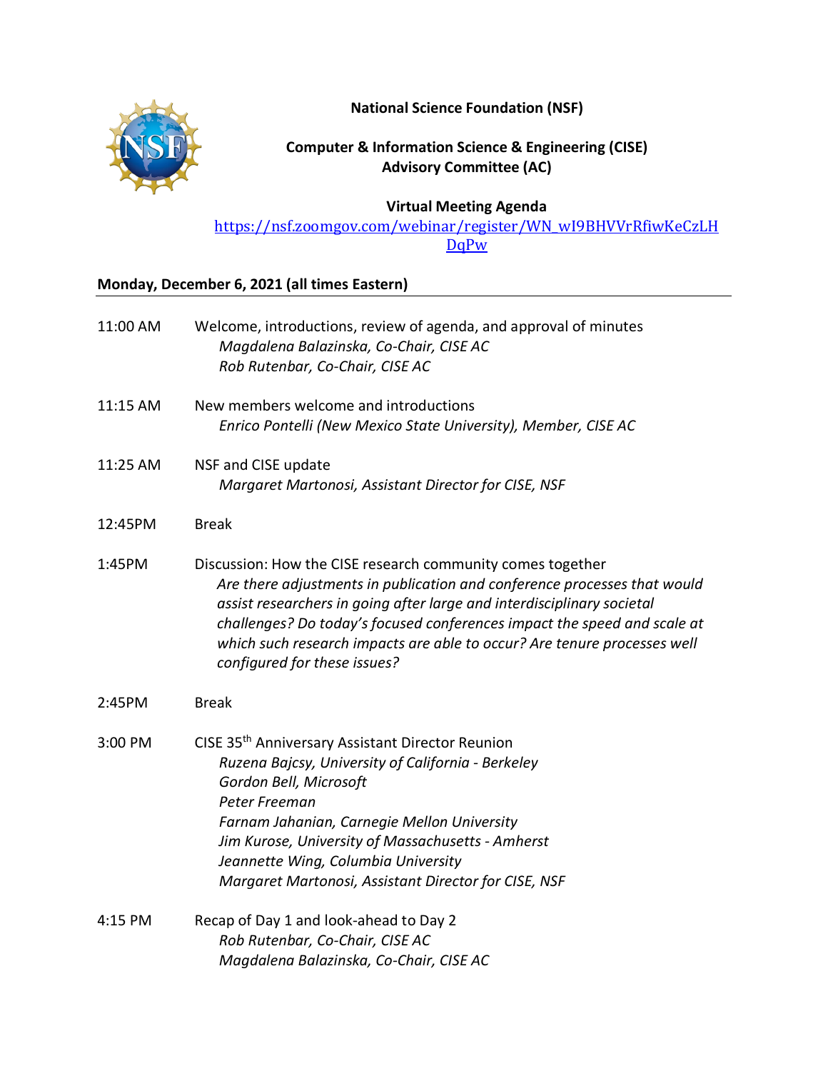**National Science Foundation (NSF)**

**Computer & Information Science & Engineering (CISE)**
**Advisory Committee (AC)**

**Virtual Meeting Agenda**
[https://nsf.zoomgov.com/webinar/register/WN_wI9BHVVrRfiwKeCzLHDqPw](https://nsf.zoomgov.com/webinar/register/WN_wI9BHVVrRfiwKeCzLHDqPw)

**Monday, December 6, 2021 (all times Eastern)**

| | |
|---|---|
| 11:00 AM | Welcome, introductions, review of agenda, and approval of minutes<br>*Magdalena Balazinska, Co-Chair, CISE AC*<br>*Rob Rutenbar, Co-Chair, CISE AC* |
| 11:15 AM | New members welcome and introductions<br>*Enrico Pontelli (New Mexico State University), Member, CISE AC* |
| 11:25 AM | NSF and CISE update<br>*Margaret Martonosi, Assistant Director for CISE, NSF* |
| 12:45PM | Break |
| 1:45PM | Discussion: How the CISE research community comes together<br>*Are there adjustments in publication and conference processes that would assist researchers in going after large and interdisciplinary societal challenges? Do today's focused conferences impact the speed and scale at which such research impacts are able to occur? Are tenure processes well configured for these issues?* |
| 2:45PM | Break |
| 3:00 PM | CISE 35th Anniversary Assistant Director Reunion<br>*Ruzena Bajcsy, University of California - Berkeley*<br>*Gordon Bell, Microsoft*<br>*Peter Freeman*<br>*Farnam Jahanian, Carnegie Mellon University*<br>*Jim Kurose, University of Massachusetts - Amherst*<br>*Jeannette Wing, Columbia University*<br>*Margaret Martonosi, Assistant Director for CISE, NSF* |
| 4:15 PM | Recap of Day 1 and look-ahead to Day 2<br>*Rob Rutenbar, Co-Chair, CISE AC*<br>*Magdalena Balazinska, Co-Chair, CISE AC* |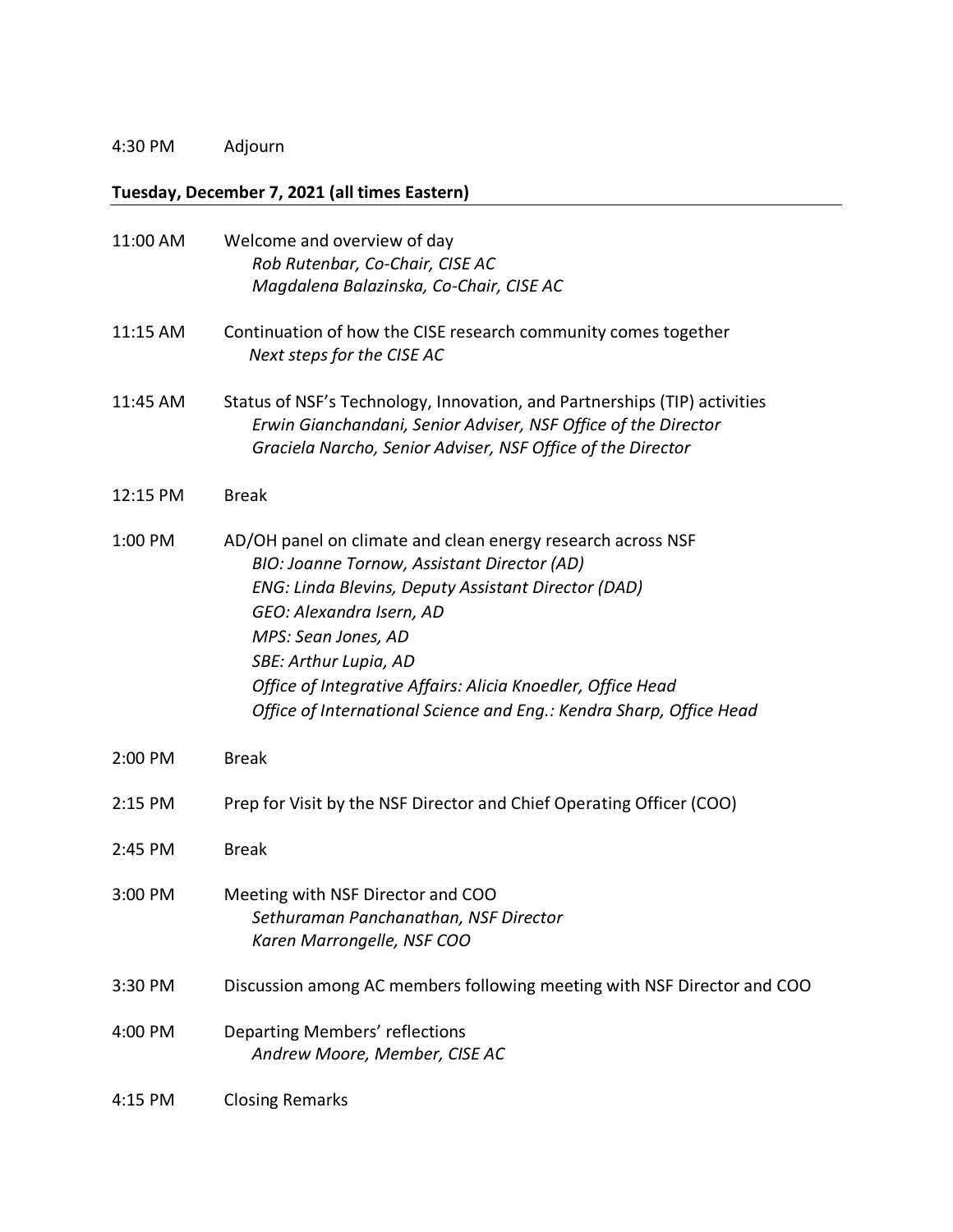4:30 PM Adjourn

**Tuesday, December 7, 2021 (all times Eastern)**

| | |
|---|---|
| 11:00 AM | Welcome and overview of day<br>*Rob Rutenbar, Co-Chair, CISE AC*<br>*Magdalena Balazinska, Co-Chair, CISE AC* |
| 11:15 AM | Continuation of how the CISE research community comes together<br>*Next steps for the CISE AC* |
| 11:45 AM | Status of NSF's Technology, Innovation, and Partnerships (TIP) activities<br>*Erwin Gianchandani, Senior Adviser, NSF Office of the Director*<br>*Graciela Narcho, Senior Adviser, NSF Office of the Director* |
| 12:15 PM | Break |
| 1:00 PM | AD/OH panel on climate and clean energy research across NSF<br>*BIO: Joanne Tornow, Assistant Director (AD)*<br>*ENG: Linda Blevins, Deputy Assistant Director (DAD)*<br>*GEO: Alexandra Isern, AD*<br>*MPS: Sean Jones, AD*<br>*SBE: Arthur Lupia, AD*<br>*Office of Integrative Affairs: Alicia Knoedler, Office Head*<br>*Office of International Science and Eng.: Kendra Sharp, Office Head* |
| 2:00 PM | Break |
| 2:15 PM | Prep for Visit by the NSF Director and Chief Operating Officer (COO) |
| 2:45 PM | Break |
| 3:00 PM | Meeting with NSF Director and COO<br>*Sethuraman Panchanathan, NSF Director*<br>*Karen Marrongelle, NSF COO* |
| 3:30 PM | Discussion among AC members following meeting with NSF Director and COO |
| 4:00 PM | Departing Members' reflections<br>*Andrew Moore, Member, CISE AC* |
| 4:15 PM | Closing Remarks |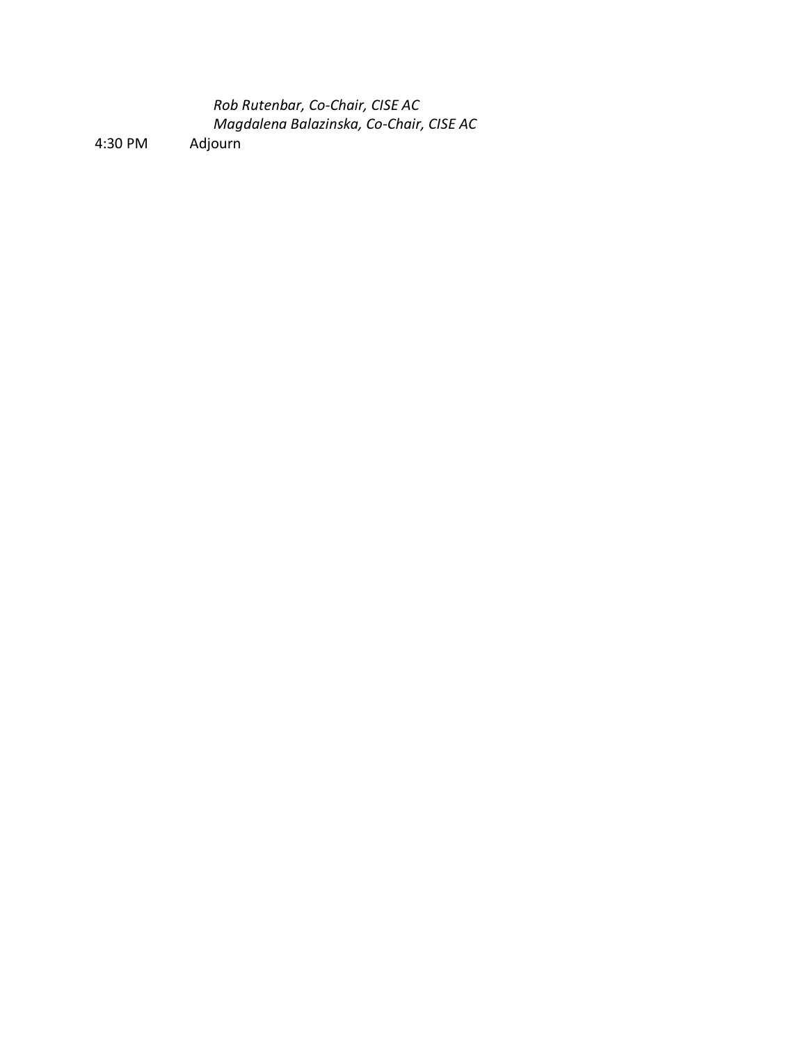*Rob Rutenbar, Co-Chair, CISE AC*
*Magdalena Balazinska, Co-Chair, CISE AC*

4:30 PM Adjourn